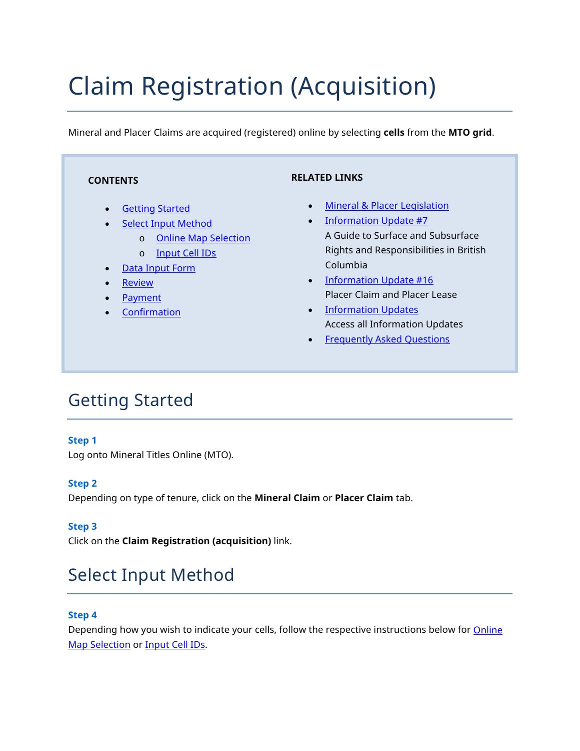# Claim Registration (Acquisition)

Mineral and Placer Claims are acquired (registered) online by selecting **cells** from the **MTO grid**.

**CONTENTS**

- Getting Started
- Select Input Method
  - Online Map Selection
  - Input Cell IDs
- Data Input Form
- Review
- Payment
- Confirmation

**RELATED LINKS**

- Mineral & Placer Legislation
- Information Update #7
  A Guide to Surface and Subsurface Rights and Responsibilities in British Columbia
- Information Update #16
  Placer Claim and Placer Lease
- Information Updates
  Access all Information Updates
- Frequently Asked Questions

## Getting Started

**Step 1**
Log onto Mineral Titles Online (MTO).

**Step 2**
Depending on type of tenure, click on the **Mineral Claim** or **Placer Claim** tab.

**Step 3**
Click on the **Claim Registration (acquisition)** link.

## Select Input Method

**Step 4**
Depending how you wish to indicate your cells, follow the respective instructions below for Online Map Selection or Input Cell IDs.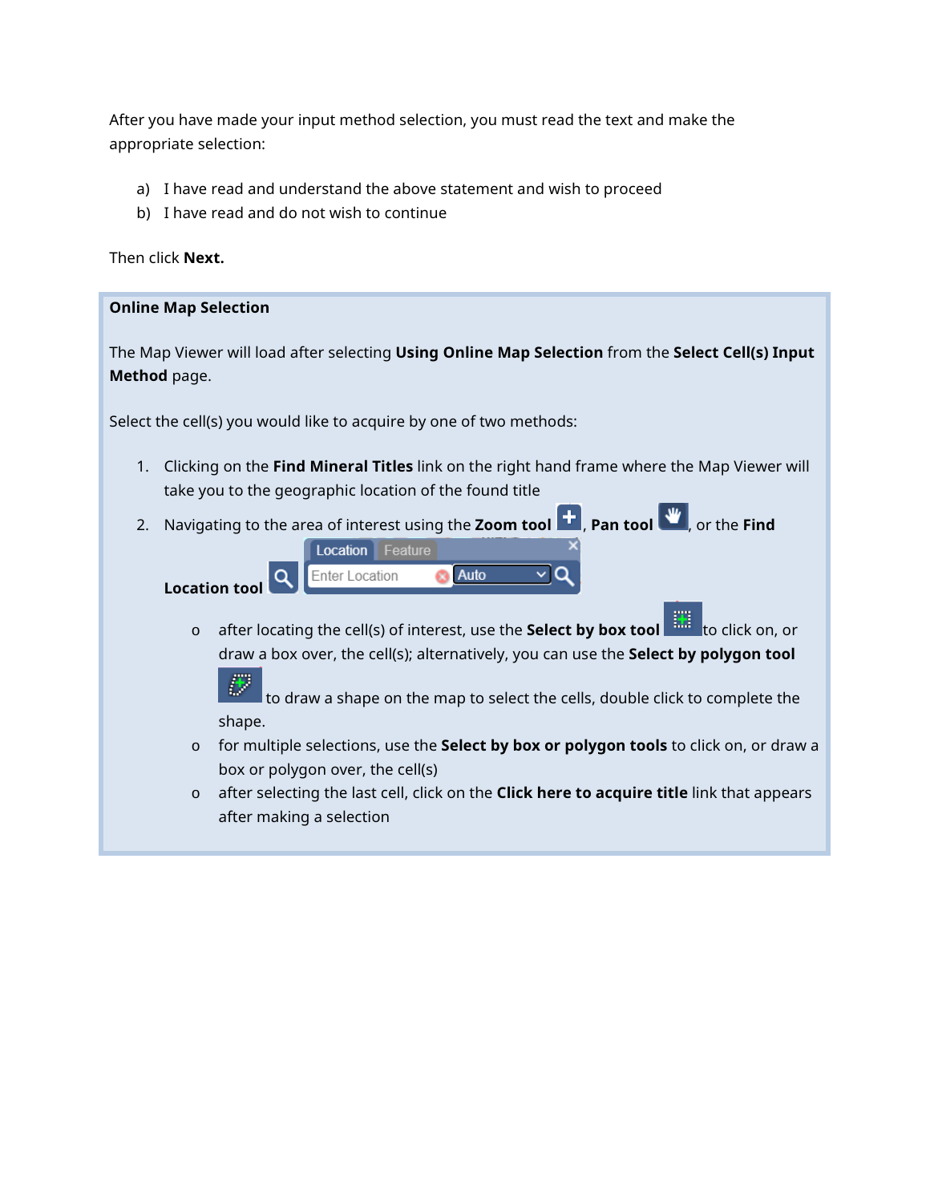After you have made your input method selection, you must read the text and make the appropriate selection:

a) I have read and understand the above statement and wish to proceed
b) I have read and do not wish to continue

Then click **Next.**

**Online Map Selection**

The Map Viewer will load after selecting **Using Online Map Selection** from the **Select Cell(s) Input Method** page.

Select the cell(s) you would like to acquire by one of two methods:

1. Clicking on the **Find Mineral Titles** link on the right hand frame where the Map Viewer will take you to the geographic location of the found title
2. Navigating to the area of interest using the **Zoom tool**, **Pan tool**, or the **Find Location tool**
   - after locating the cell(s) of interest, use the **Select by box tool** to click on, or draw a box over, the cell(s); alternatively, you can use the **Select by polygon tool** to draw a shape on the map to select the cells, double click to complete the shape.
   - for multiple selections, use the **Select by box or polygon tools** to click on, or draw a box or polygon over, the cell(s)
   - after selecting the last cell, click on the **Click here to acquire title** link that appears after making a selection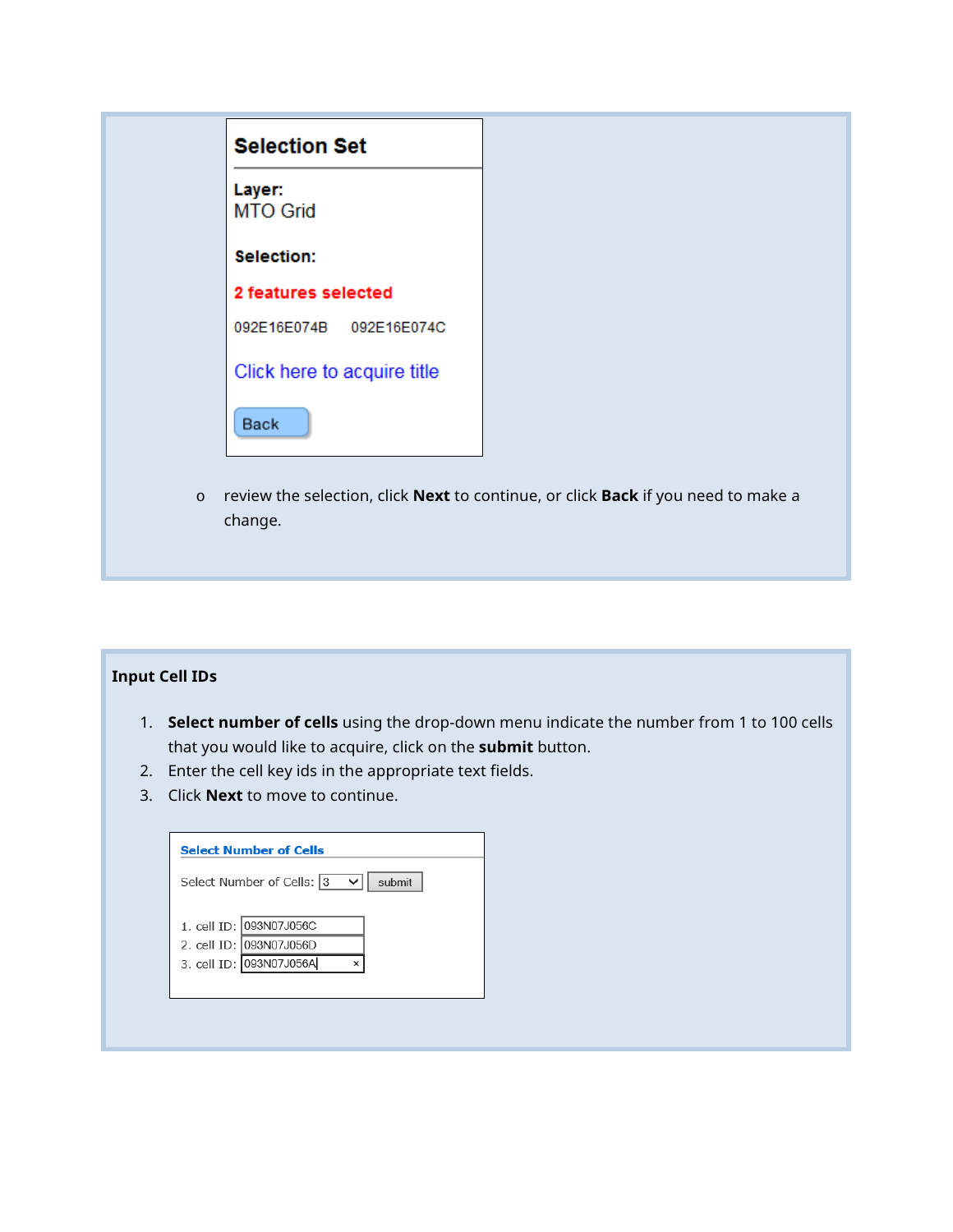**Selection Set**

**Layer:**
MTO Grid

**Selection:**

**2 features selected**

092E16E074B 092E16E074C

Click here to acquire title

Back

- review the selection, click **Next** to continue, or click **Back** if you need to make a change.

**Input Cell IDs**

1. **Select number of cells** using the drop-down menu indicate the number from 1 to 100 cells that you would like to acquire, click on the **submit** button.
2. Enter the cell key ids in the appropriate text fields.
3. Click **Next** to move to continue.

**Select Number of Cells**

Select Number of Cells: 3 submit

1. cell ID: 093N07J056C
2. cell ID: 093N07J056D
3. cell ID: 093N07J056A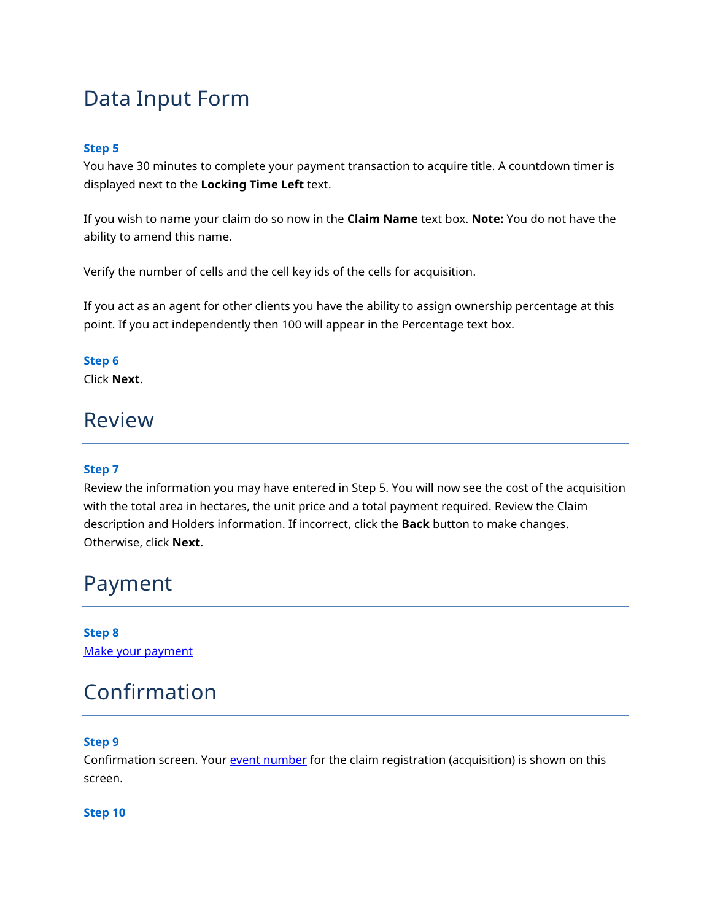# Data Input Form

**Step 5**

You have 30 minutes to complete your payment transaction to acquire title. A countdown timer is displayed next to the **Locking Time Left** text.

If you wish to name your claim do so now in the **Claim Name** text box. **Note:** You do not have the ability to amend this name.

Verify the number of cells and the cell key ids of the cells for acquisition.

If you act as an agent for other clients you have the ability to assign ownership percentage at this point. If you act independently then 100 will appear in the Percentage text box.

**Step 6**

Click **Next**.

# Review

**Step 7**

Review the information you may have entered in Step 5. You will now see the cost of the acquisition with the total area in hectares, the unit price and a total payment required. Review the Claim description and Holders information. If incorrect, click the **Back** button to make changes. Otherwise, click **Next**.

# Payment

**Step 8**

Make your payment

# Confirmation

**Step 9**

Confirmation screen. Your event number for the claim registration (acquisition) is shown on this screen.

**Step 10**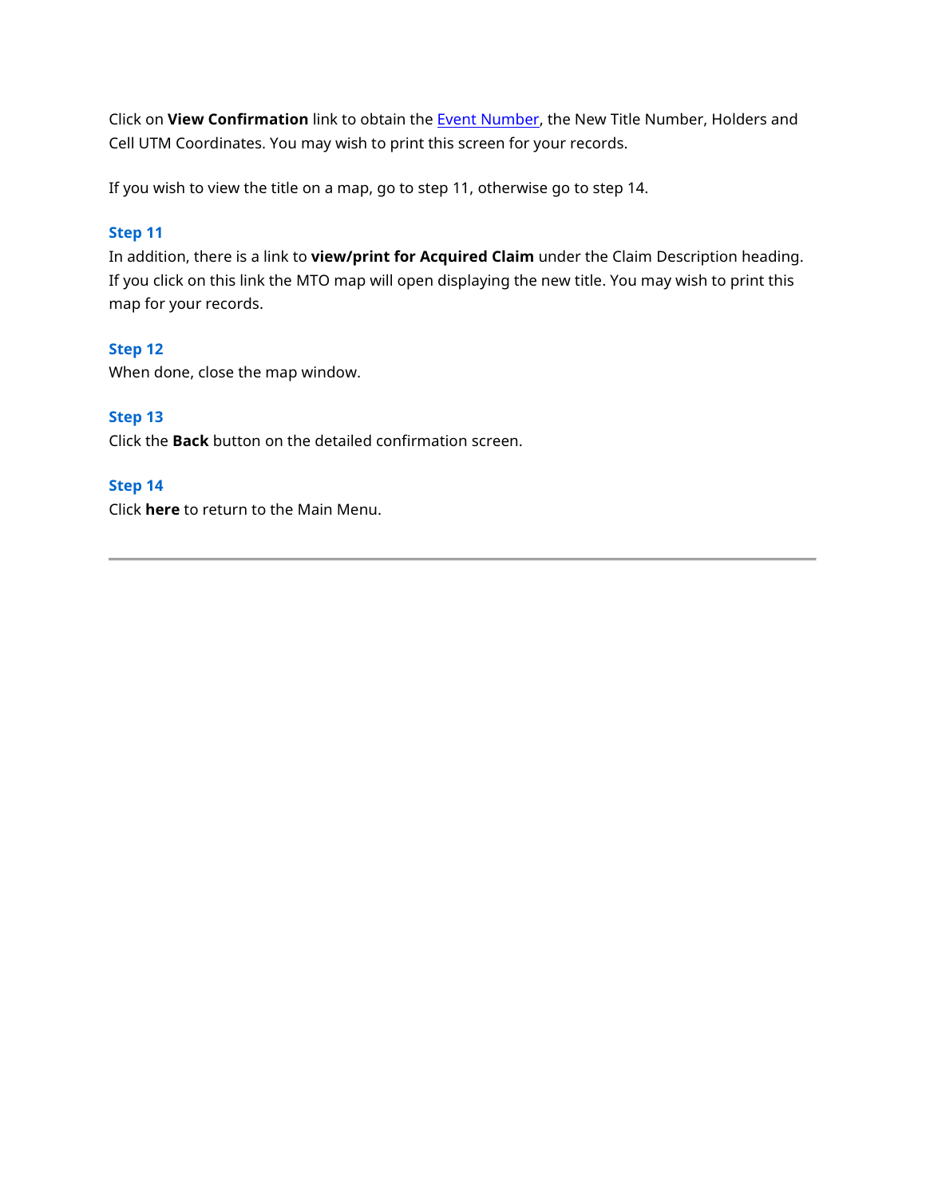Click on **View Confirmation** link to obtain the Event Number, the New Title Number, Holders and Cell UTM Coordinates. You may wish to print this screen for your records.

If you wish to view the title on a map, go to step 11, otherwise go to step 14.

### Step 11

In addition, there is a link to **view/print for Acquired Claim** under the Claim Description heading. If you click on this link the MTO map will open displaying the new title. You may wish to print this map for your records.

### Step 12

When done, close the map window.

### Step 13

Click the **Back** button on the detailed confirmation screen.

### Step 14

Click **here** to return to the Main Menu.

---